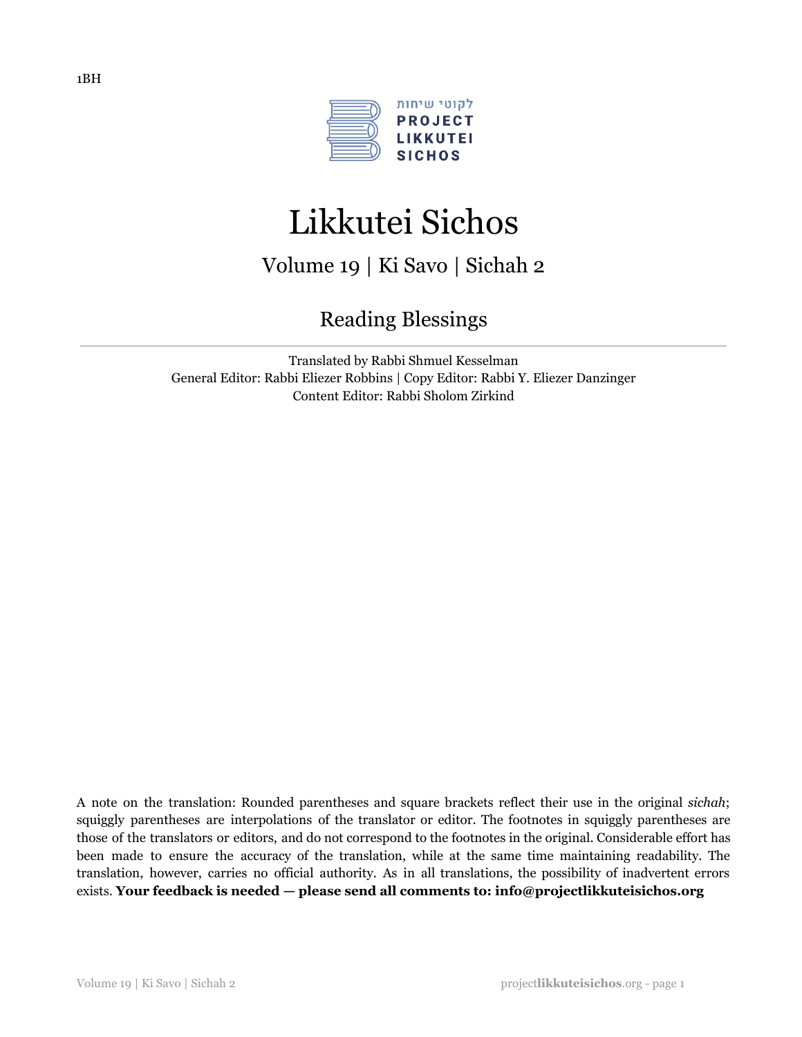1BH

לקוטי שיחות
PROJECT
LIKKUTEI
SICHOS

# Likkutei Sichos

## Volume 19 | Ki Savo | Sichah 2

## Reading Blessings

Translated by Rabbi Shmuel Kesselman
General Editor: Rabbi Eliezer Robbins | Copy Editor: Rabbi Y. Eliezer Danzinger
Content Editor: Rabbi Sholom Zirkind

A note on the translation: Rounded parentheses and square brackets reflect their use in the original *sichah*; squiggly parentheses are interpolations of the translator or editor. The footnotes in squiggly parentheses are those of the translators or editors, and do not correspond to the footnotes in the original. Considerable effort has been made to ensure the accuracy of the translation, while at the same time maintaining readability. The translation, however, carries no official authority. As in all translations, the possibility of inadvertent errors exists. **Your feedback is needed — please send all comments to: info@projectlikkuteisichos.org**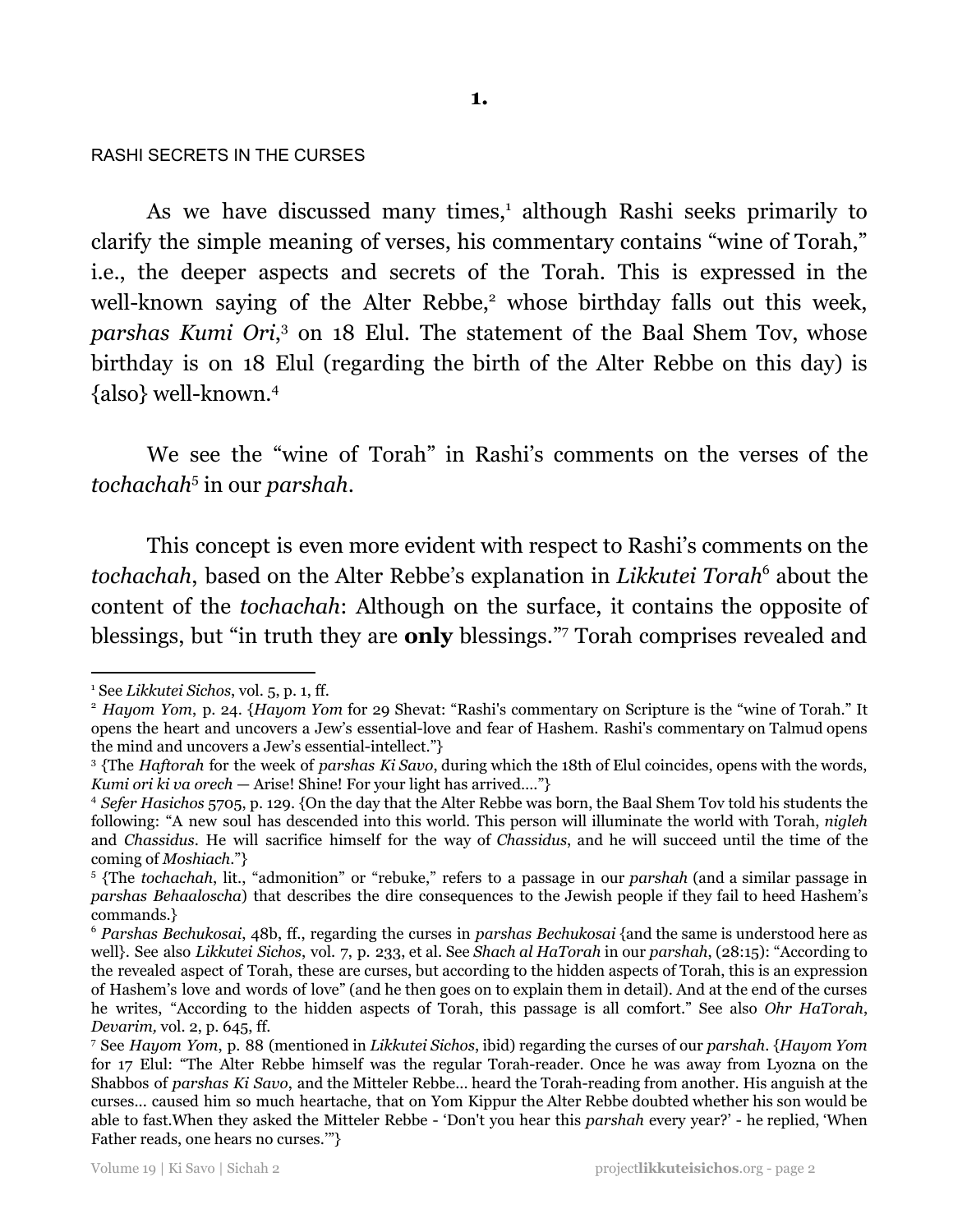**1.**

RASHI SECRETS IN THE CURSES

As we have discussed many times,[1] although Rashi seeks primarily to clarify the simple meaning of verses, his commentary contains "wine of Torah," i.e., the deeper aspects and secrets of the Torah. This is expressed in the well-known saying of the Alter Rebbe,[2] whose birthday falls out this week, *parshas Kumi Ori*,[3] on 18 Elul. The statement of the Baal Shem Tov, whose birthday is on 18 Elul (regarding the birth of the Alter Rebbe on this day) is {also} well-known.[4]

We see the "wine of Torah" in Rashi's comments on the verses of the *tochachah*[5] in our *parshah*.

This concept is even more evident with respect to Rashi's comments on the *tochachah*, based on the Alter Rebbe's explanation in *Likkutei Torah*[6] about the content of the *tochachah*: Although on the surface, it contains the opposite of blessings, but "in truth they are **only** blessings."[7] Torah comprises revealed and

---

[1] See *Likkutei Sichos*, vol. 5, p. 1, ff.

[2] *Hayom Yom*, p. 24. {*Hayom Yom* for 29 Shevat: "Rashi's commentary on Scripture is the "wine of Torah." It opens the heart and uncovers a Jew's essential-love and fear of Hashem. Rashi's commentary on Talmud opens the mind and uncovers a Jew's essential-intellect."}

[3] {The *Haftorah* for the week of *parshas Ki Savo*, during which the 18th of Elul coincides, opens with the words, *Kumi ori ki va orech* — Arise! Shine! For your light has arrived...."}

[4] *Sefer Hasichos* 5705, p. 129. {On the day that the Alter Rebbe was born, the Baal Shem Tov told his students the following: "A new soul has descended into this world. This person will illuminate the world with Torah, *nigleh* and *Chassidus*. He will sacrifice himself for the way of *Chassidus*, and he will succeed until the time of the coming of *Moshiach*."}

[5] {The *tochachah*, lit., "admonition" or "rebuke," refers to a passage in our *parshah* (and a similar passage in *parshas Behaaloscha*) that describes the dire consequences to the Jewish people if they fail to heed Hashem's commands.}

[6] *Parshas Bechukosai*, 48b, ff., regarding the curses in *parshas Bechukosai* {and the same is understood here as well}. See also *Likkutei Sichos*, vol. 7, p. 233, et al. See *Shach al HaTorah* in our *parshah*, (28:15): "According to the revealed aspect of Torah, these are curses, but according to the hidden aspects of Torah, this is an expression of Hashem's love and words of love" (and he then goes on to explain them in detail). And at the end of the curses he writes, "According to the hidden aspects of Torah, this passage is all comfort." See also *Ohr HaTorah*, *Devarim,* vol. 2, p. 645, ff.

[7] See *Hayom Yom*, p. 88 (mentioned in *Likkutei Sichos*, ibid) regarding the curses of our *parshah*. {*Hayom Yom* for 17 Elul: "The Alter Rebbe himself was the regular Torah-reader. Once he was away from Lyozna on the Shabbos of *parshas Ki Savo*, and the Mitteler Rebbe... heard the Torah-reading from another. His anguish at the curses... caused him so much heartache, that on Yom Kippur the Alter Rebbe doubted whether his son would be able to fast.When they asked the Mitteler Rebbe - 'Don't you hear this *parshah* every year?' - he replied, 'When Father reads, one hears no curses.'"}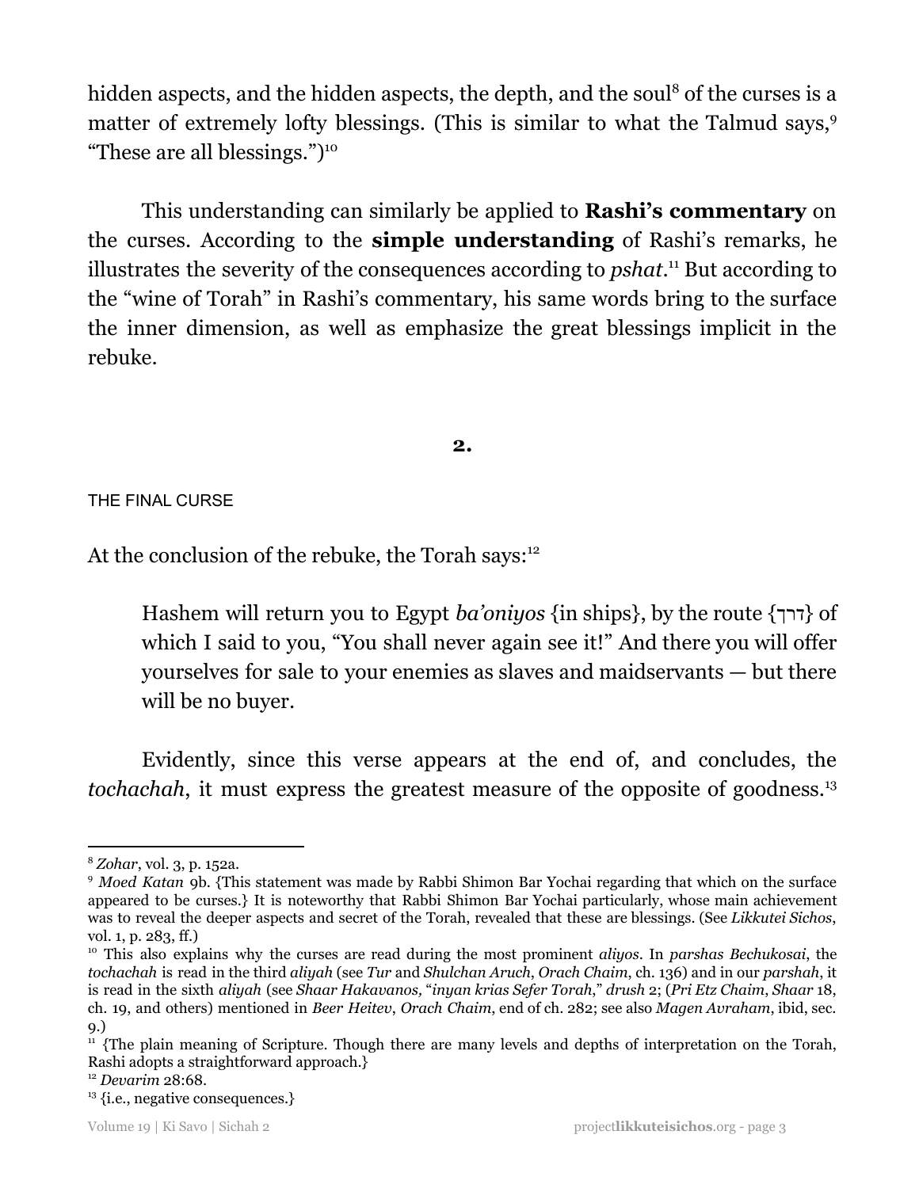hidden aspects, and the hidden aspects, the depth, and the soul[8] of the curses is a matter of extremely lofty blessings. (This is similar to what the Talmud says,[9] "These are all blessings.")[10]

This understanding can similarly be applied to **Rashi's commentary** on the curses. According to the **simple understanding** of Rashi's remarks, he illustrates the severity of the consequences according to *pshat*.[11] But according to the "wine of Torah" in Rashi's commentary, his same words bring to the surface the inner dimension, as well as emphasize the great blessings implicit in the rebuke.

**2.**

THE FINAL CURSE

At the conclusion of the rebuke, the Torah says:[12]

> Hashem will return you to Egypt *ba'oniyos* {in ships}, by the route {דרך} of which I said to you, "You shall never again see it!" And there you will offer yourselves for sale to your enemies as slaves and maidservants — but there will be no buyer.

Evidently, since this verse appears at the end of, and concludes, the *tochachah*, it must express the greatest measure of the opposite of goodness.[13]

---

[8] *Zohar*, vol. 3, p. 152a.

[9] *Moed Katan* 9b. {This statement was made by Rabbi Shimon Bar Yochai regarding that which on the surface appeared to be curses.} It is noteworthy that Rabbi Shimon Bar Yochai particularly, whose main achievement was to reveal the deeper aspects and secret of the Torah, revealed that these are blessings. (See *Likkutei Sichos*, vol. 1, p. 283, ff.)

[10] This also explains why the curses are read during the most prominent *aliyos*. In *parshas Bechukosai*, the *tochachah* is read in the third *aliyah* (see *Tur* and *Shulchan Aruch*, *Orach Chaim*, ch. 136) and in our *parshah*, it is read in the sixth *aliyah* (see *Shaar Hakavanos,* "*inyan krias Sefer Torah*," *drush* 2; (*Pri Etz Chaim*, *Shaar* 18, ch. 19, and others) mentioned in *Beer Heitev*, *Orach Chaim*, end of ch. 282; see also *Magen Avraham*, ibid, sec. 9.)

[11] {The plain meaning of Scripture. Though there are many levels and depths of interpretation on the Torah, Rashi adopts a straightforward approach.}

[12] *Devarim* 28:68.

[13] {i.e., negative consequences.}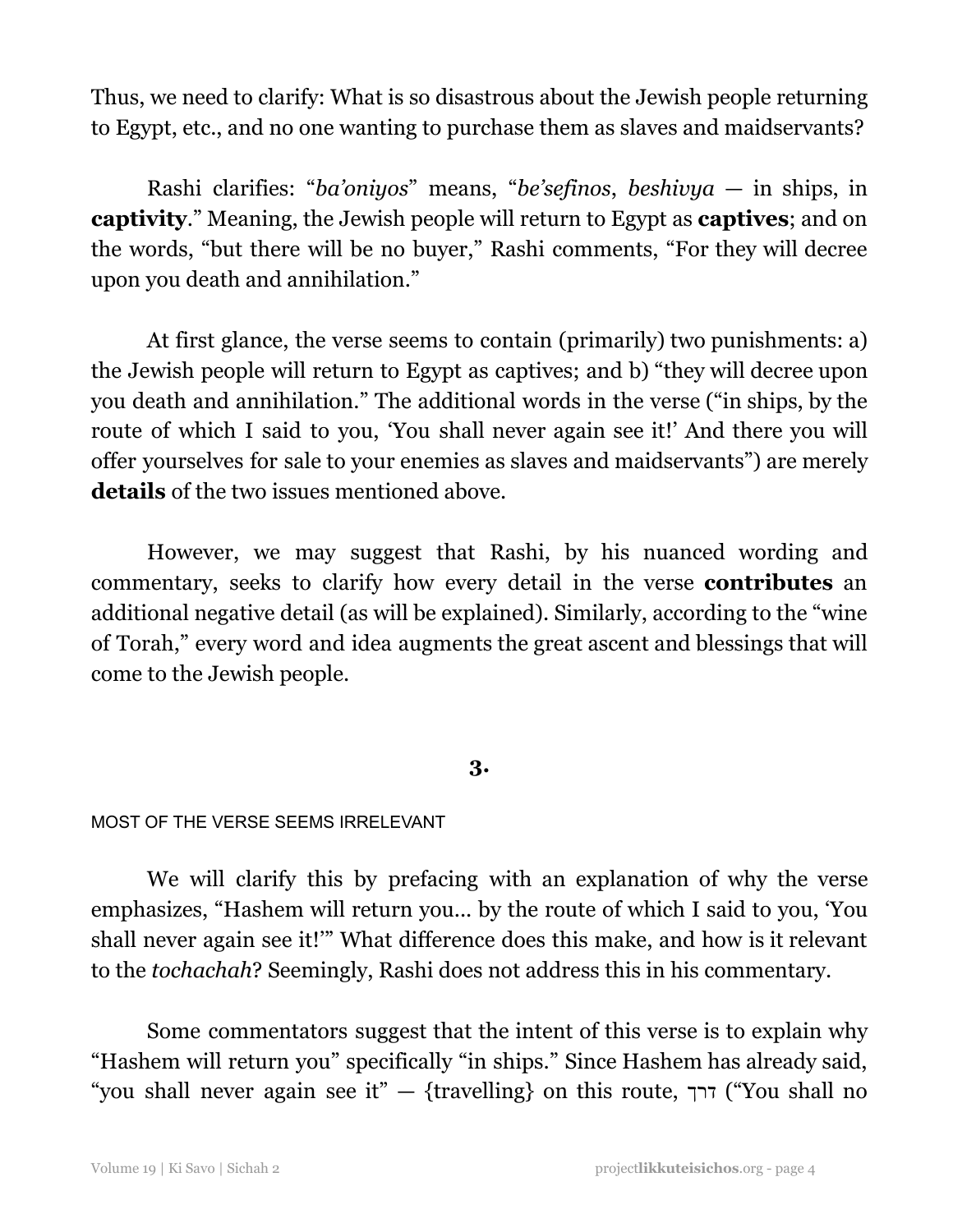Thus, we need to clarify: What is so disastrous about the Jewish people returning to Egypt, etc., and no one wanting to purchase them as slaves and maidservants?

Rashi clarifies: "*ba'oniyos*" means, "*be'sefinos*, *beshivya* — in ships, in **captivity**." Meaning, the Jewish people will return to Egypt as **captives**; and on the words, "but there will be no buyer," Rashi comments, "For they will decree upon you death and annihilation."

At first glance, the verse seems to contain (primarily) two punishments: a) the Jewish people will return to Egypt as captives; and b) "they will decree upon you death and annihilation." The additional words in the verse ("in ships, by the route of which I said to you, 'You shall never again see it!' And there you will offer yourselves for sale to your enemies as slaves and maidservants") are merely **details** of the two issues mentioned above.

However, we may suggest that Rashi, by his nuanced wording and commentary, seeks to clarify how every detail in the verse **contributes** an additional negative detail (as will be explained). Similarly, according to the "wine of Torah," every word and idea augments the great ascent and blessings that will come to the Jewish people.

## 3.

### MOST OF THE VERSE SEEMS IRRELEVANT

We will clarify this by prefacing with an explanation of why the verse emphasizes, "Hashem will return you... by the route of which I said to you, 'You shall never again see it!'" What difference does this make, and how is it relevant to the *tochachah*? Seemingly, Rashi does not address this in his commentary.

Some commentators suggest that the intent of this verse is to explain why "Hashem will return you" specifically "in ships." Since Hashem has already said, "you shall never again see it" — {travelling} on this route, דרך ("You shall no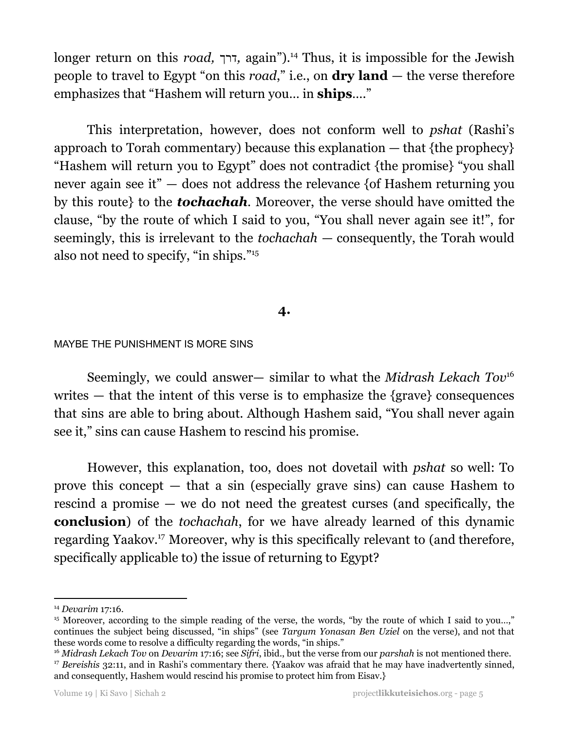longer return on this *road,* דרך*,* again").[14] Thus, it is impossible for the Jewish people to travel to Egypt "on this *road*," i.e., on **dry land** — the verse therefore emphasizes that "Hashem will return you… in **ships**…."

This interpretation, however, does not conform well to *pshat* (Rashi's approach to Torah commentary) because this explanation — that {the prophecy} "Hashem will return you to Egypt" does not contradict {the promise} "you shall never again see it" — does not address the relevance {of Hashem returning you by this route} to the ***tochachah***. Moreover, the verse should have omitted the clause, "by the route of which I said to you, "You shall never again see it!", for seemingly, this is irrelevant to the *tochachah* — consequently, the Torah would also not need to specify, "in ships."[15]

## 4.

MAYBE THE PUNISHMENT IS MORE SINS

Seemingly, we could answer— similar to what the *Midrash Lekach Tov*[16] writes — that the intent of this verse is to emphasize the {grave} consequences that sins are able to bring about. Although Hashem said, "You shall never again see it," sins can cause Hashem to rescind his promise.

However, this explanation, too, does not dovetail with *pshat* so well: To prove this concept — that a sin (especially grave sins) can cause Hashem to rescind a promise — we do not need the greatest curses (and specifically, the **conclusion**) of the *tochachah*, for we have already learned of this dynamic regarding Yaakov.[17] Moreover, why is this specifically relevant to (and therefore, specifically applicable to) the issue of returning to Egypt?

---

[14] *Devarim* 17:16.

[15] Moreover, according to the simple reading of the verse, the words, "by the route of which I said to you…," continues the subject being discussed, "in ships" (see *Targum Yonasan Ben Uziel* on the verse), and not that these words come to resolve a difficulty regarding the words, "in ships."

[16] *Midrash Lekach Tov* on *Devarim* 17:16; see *Sifri*, ibid., but the verse from our *parshah* is not mentioned there.

[17] *Bereishis* 32:11, and in Rashi's commentary there. {Yaakov was afraid that he may have inadvertently sinned, and consequently, Hashem would rescind his promise to protect him from Eisav.}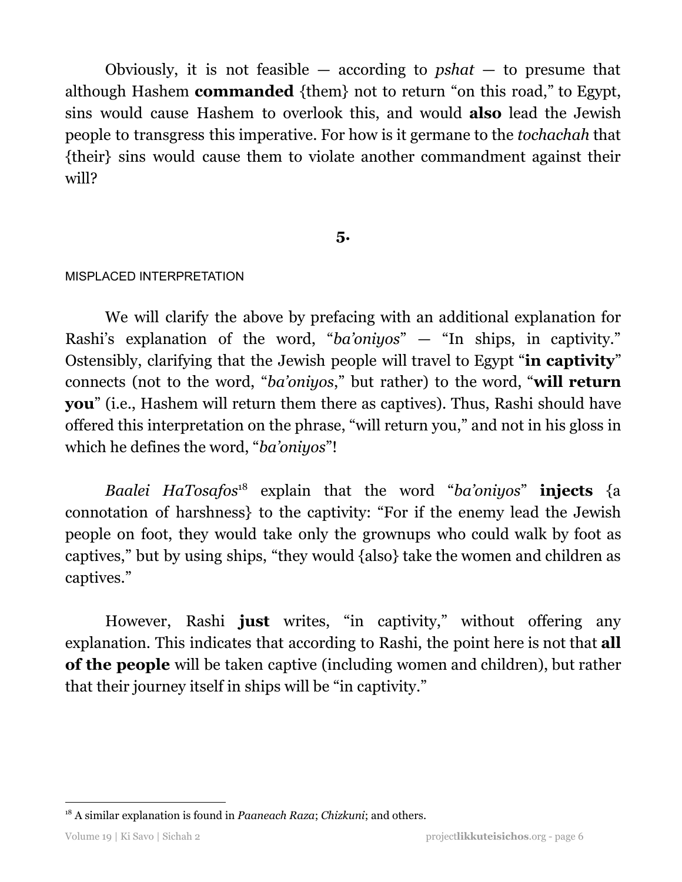Obviously, it is not feasible — according to *pshat* — to presume that although Hashem **commanded** {them} not to return "on this road," to Egypt, sins would cause Hashem to overlook this, and would **also** lead the Jewish people to transgress this imperative. For how is it germane to the *tochachah* that {their} sins would cause them to violate another commandment against their will?

**5.**

MISPLACED INTERPRETATION

We will clarify the above by prefacing with an additional explanation for Rashi's explanation of the word, "*ba'oniyos*" — "In ships, in captivity." Ostensibly, clarifying that the Jewish people will travel to Egypt "**in captivity**" connects (not to the word, "*ba'oniyos*," but rather) to the word, "**will return you**" (i.e., Hashem will return them there as captives). Thus, Rashi should have offered this interpretation on the phrase, "will return you," and not in his gloss in which he defines the word, "*ba'oniyos*"!

*Baalei HaTosafos*[18] explain that the word "*ba'oniyos*" **injects** {a connotation of harshness} to the captivity: "For if the enemy lead the Jewish people on foot, they would take only the grownups who could walk by foot as captives," but by using ships, "they would {also} take the women and children as captives."

However, Rashi **just** writes, "in captivity," without offering any explanation. This indicates that according to Rashi, the point here is not that **all of the people** will be taken captive (including women and children), but rather that their journey itself in ships will be "in captivity."

---

[18] A similar explanation is found in *Paaneach Raza*; *Chizkuni*; and others.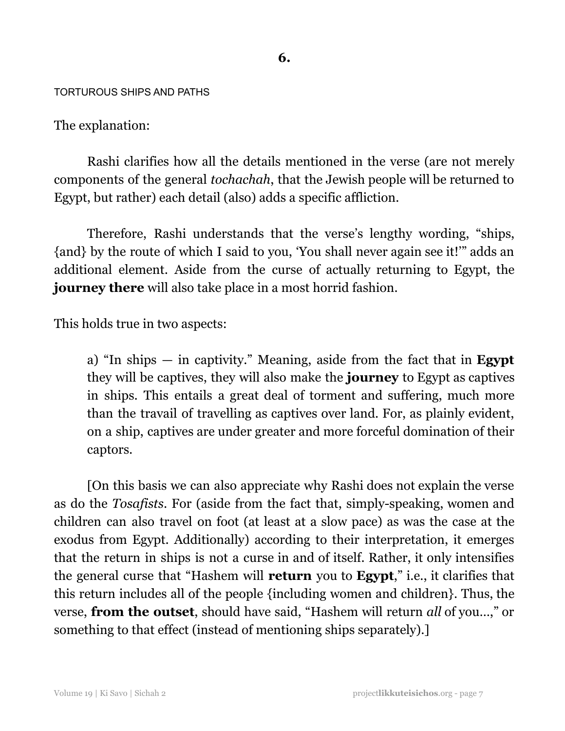## 6.

TORTUROUS SHIPS AND PATHS

The explanation:

Rashi clarifies how all the details mentioned in the verse (are not merely components of the general *tochachah*, that the Jewish people will be returned to Egypt, but rather) each detail (also) adds a specific affliction.

Therefore, Rashi understands that the verse's lengthy wording, "ships, {and} by the route of which I said to you, 'You shall never again see it!'" adds an additional element. Aside from the curse of actually returning to Egypt, the **journey there** will also take place in a most horrid fashion.

This holds true in two aspects:

> a) "In ships — in captivity." Meaning, aside from the fact that in **Egypt** they will be captives, they will also make the **journey** to Egypt as captives in ships. This entails a great deal of torment and suffering, much more than the travail of travelling as captives over land. For, as plainly evident, on a ship, captives are under greater and more forceful domination of their captors.

[On this basis we can also appreciate why Rashi does not explain the verse as do the *Tosafists*. For (aside from the fact that, simply-speaking, women and children can also travel on foot (at least at a slow pace) as was the case at the exodus from Egypt. Additionally) according to their interpretation, it emerges that the return in ships is not a curse in and of itself. Rather, it only intensifies the general curse that "Hashem will **return** you to **Egypt**," i.e., it clarifies that this return includes all of the people {including women and children}. Thus, the verse, **from the outset**, should have said, "Hashem will return *all* of you…," or something to that effect (instead of mentioning ships separately).]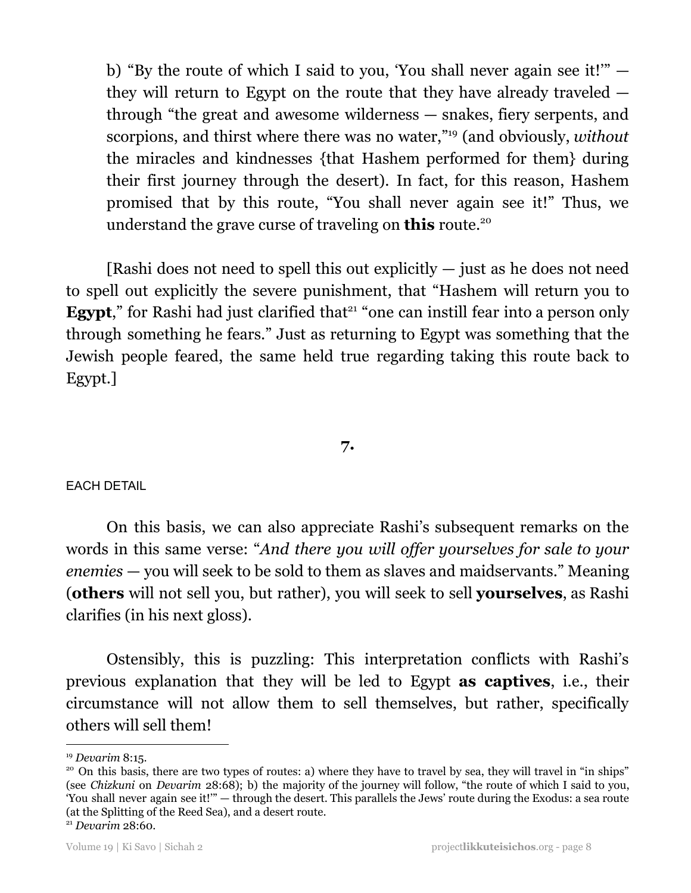b) "By the route of which I said to you, 'You shall never again see it!'" — they will return to Egypt on the route that they have already traveled — through "the great and awesome wilderness — snakes, fiery serpents, and scorpions, and thirst where there was no water,"[19] (and obviously, *without* the miracles and kindnesses {that Hashem performed for them} during their first journey through the desert). In fact, for this reason, Hashem promised that by this route, "You shall never again see it!" Thus, we understand the grave curse of traveling on **this** route.[20]

[Rashi does not need to spell this out explicitly — just as he does not need to spell out explicitly the severe punishment, that "Hashem will return you to **Egypt**," for Rashi had just clarified that[21] "one can instill fear into a person only through something he fears." Just as returning to Egypt was something that the Jewish people feared, the same held true regarding taking this route back to Egypt.]

## 7.

### EACH DETAIL

On this basis, we can also appreciate Rashi's subsequent remarks on the words in this same verse: "*And there you will offer yourselves for sale to your enemies* — you will seek to be sold to them as slaves and maidservants." Meaning (**others** will not sell you, but rather), you will seek to sell **yourselves**, as Rashi clarifies (in his next gloss).

Ostensibly, this is puzzling: This interpretation conflicts with Rashi's previous explanation that they will be led to Egypt **as captives**, i.e., their circumstance will not allow them to sell themselves, but rather, specifically others will sell them!

---

[19] *Devarim* 8:15.

[20] On this basis, there are two types of routes: a) where they have to travel by sea, they will travel in "in ships" (see *Chizkuni* on *Devarim* 28:68); b) the majority of the journey will follow, "the route of which I said to you, 'You shall never again see it!'" — through the desert. This parallels the Jews' route during the Exodus: a sea route (at the Splitting of the Reed Sea), and a desert route.

[21] *Devarim* 28:60.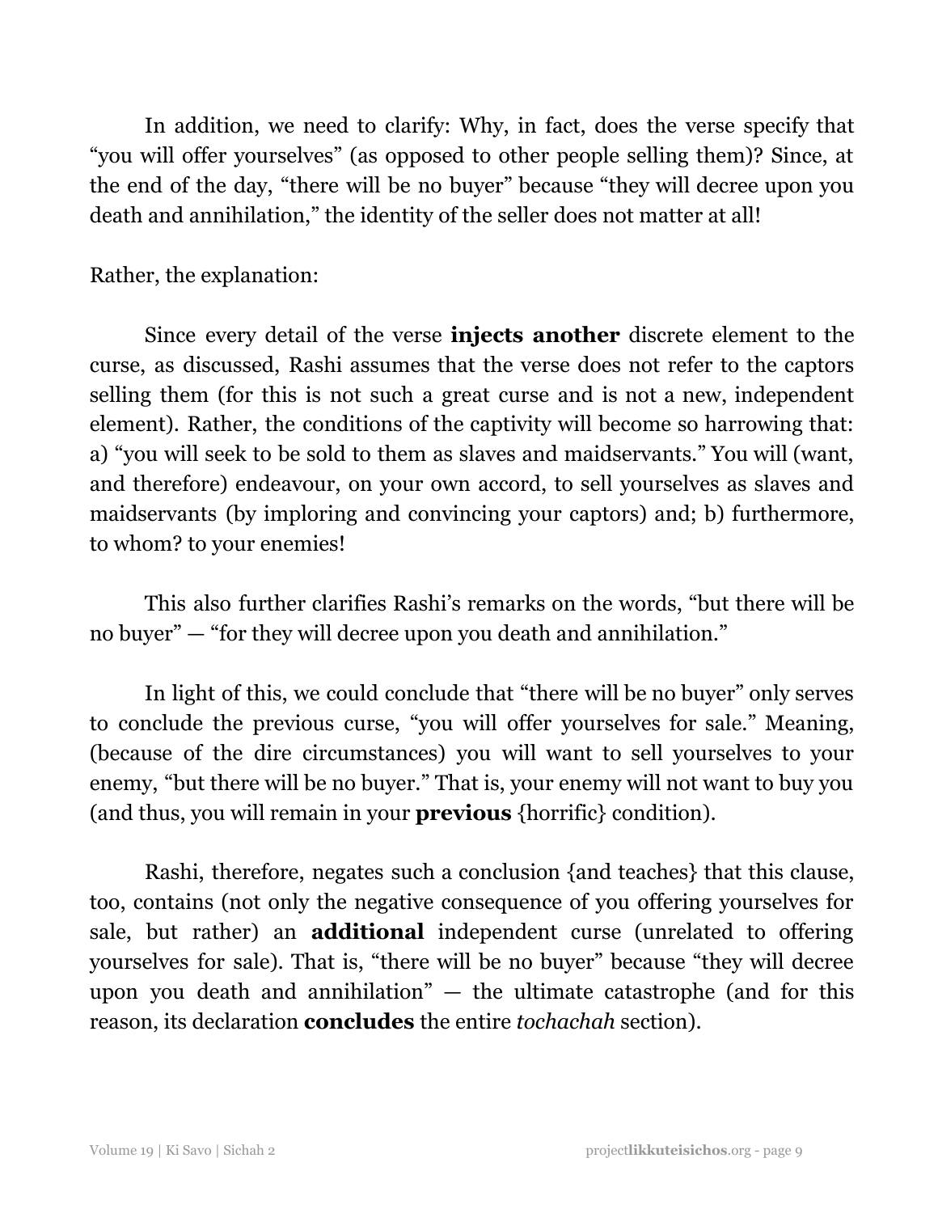In addition, we need to clarify: Why, in fact, does the verse specify that "you will offer yourselves" (as opposed to other people selling them)? Since, at the end of the day, "there will be no buyer" because "they will decree upon you death and annihilation," the identity of the seller does not matter at all!

Rather, the explanation:

Since every detail of the verse **injects another** discrete element to the curse, as discussed, Rashi assumes that the verse does not refer to the captors selling them (for this is not such a great curse and is not a new, independent element). Rather, the conditions of the captivity will become so harrowing that: a) "you will seek to be sold to them as slaves and maidservants." You will (want, and therefore) endeavour, on your own accord, to sell yourselves as slaves and maidservants (by imploring and convincing your captors) and; b) furthermore, to whom? to your enemies!

This also further clarifies Rashi's remarks on the words, "but there will be no buyer" — "for they will decree upon you death and annihilation."

In light of this, we could conclude that "there will be no buyer" only serves to conclude the previous curse, "you will offer yourselves for sale." Meaning, (because of the dire circumstances) you will want to sell yourselves to your enemy, "but there will be no buyer." That is, your enemy will not want to buy you (and thus, you will remain in your **previous** {horrific} condition).

Rashi, therefore, negates such a conclusion {and teaches} that this clause, too, contains (not only the negative consequence of you offering yourselves for sale, but rather) an **additional** independent curse (unrelated to offering yourselves for sale). That is, "there will be no buyer" because "they will decree upon you death and annihilation" — the ultimate catastrophe (and for this reason, its declaration **concludes** the entire *tochachah* section).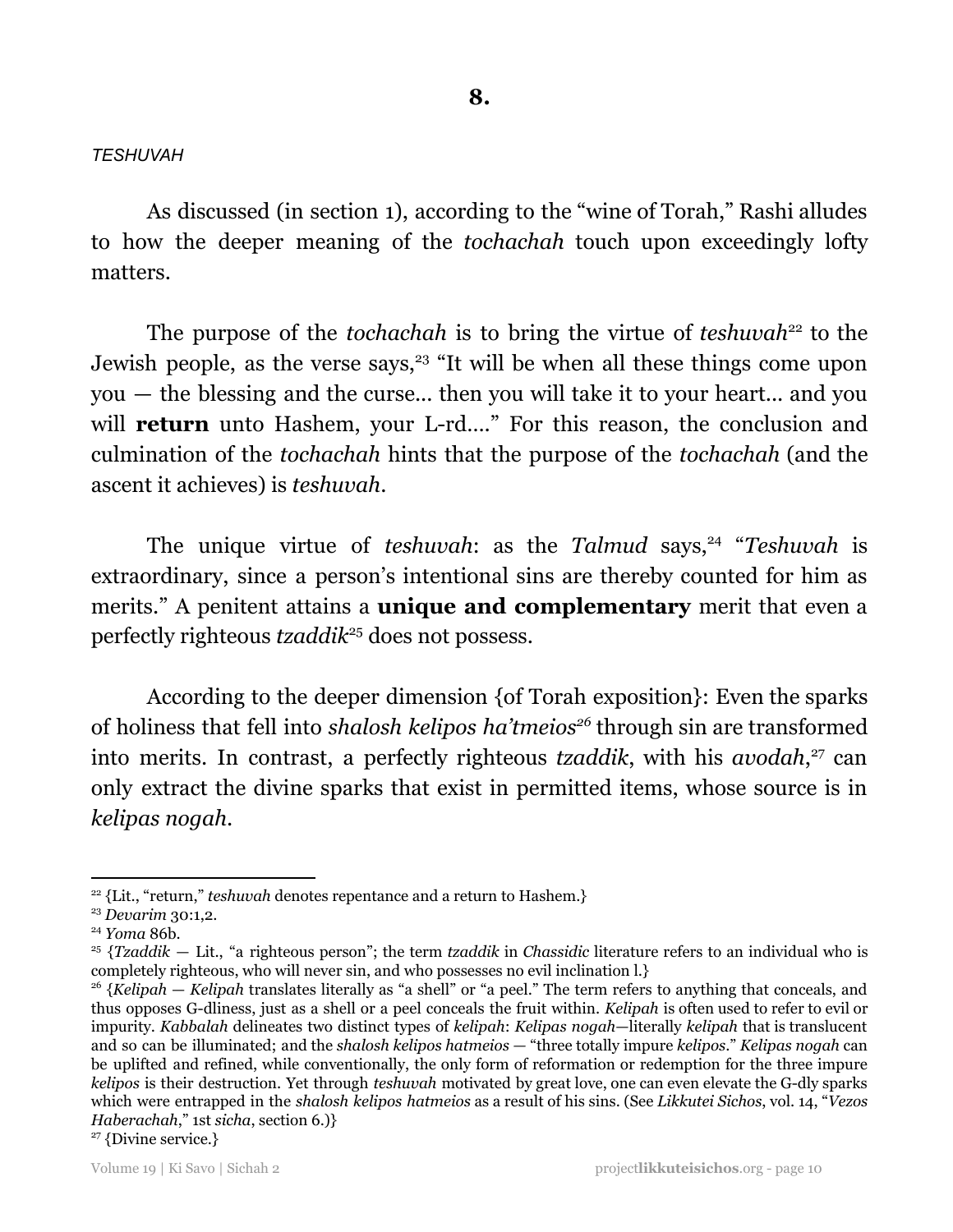**8.**

*TESHUVAH*

As discussed (in section 1), according to the "wine of Torah," Rashi alludes to how the deeper meaning of the *tochachah* touch upon exceedingly lofty matters.

The purpose of the *tochachah* is to bring the virtue of *teshuvah*[22] to the Jewish people, as the verse says,[23] "It will be when all these things come upon you — the blessing and the curse... then you will take it to your heart... and you will **return** unto Hashem, your L-rd...." For this reason, the conclusion and culmination of the *tochachah* hints that the purpose of the *tochachah* (and the ascent it achieves) is *teshuvah*.

The unique virtue of *teshuvah*: as the *Talmud* says,[24] "*Teshuvah* is extraordinary, since a person's intentional sins are thereby counted for him as merits." A penitent attains a **unique and complementary** merit that even a perfectly righteous *tzaddik*[25] does not possess.

According to the deeper dimension {of Torah exposition}: Even the sparks of holiness that fell into *shalosh kelipos ha'tmeios*[26] through sin are transformed into merits. In contrast, a perfectly righteous *tzaddik*, with his *avodah*,[27] can only extract the divine sparks that exist in permitted items, whose source is in *kelipas nogah*.

---

[22] {Lit., "return," *teshuvah* denotes repentance and a return to Hashem.}

[23] *Devarim* 30:1,2.

[24] *Yoma* 86b.

[25] {*Tzaddik* — Lit., "a righteous person"; the term *tzaddik* in *Chassidic* literature refers to an individual who is completely righteous, who will never sin, and who possesses no evil inclination l.}

[26] {*Kelipah* — *Kelipah* translates literally as "a shell" or "a peel." The term refers to anything that conceals, and thus opposes G-dliness, just as a shell or a peel conceals the fruit within. *Kelipah* is often used to refer to evil or impurity. *Kabbalah* delineates two distinct types of *kelipah*: *Kelipas nogah*—literally *kelipah* that is translucent and so can be illuminated; and the *shalosh kelipos hatmeios* — "three totally impure *kelipos*." *Kelipas nogah* can be uplifted and refined, while conventionally, the only form of reformation or redemption for the three impure *kelipos* is their destruction. Yet through *teshuvah* motivated by great love, one can even elevate the G-dly sparks which were entrapped in the *shalosh kelipos hatmeios* as a result of his sins. (See *Likkutei Sichos*, vol. 14, "*Vezos Haberachah*," 1st *sicha*, section 6.)}

[27] {Divine service.}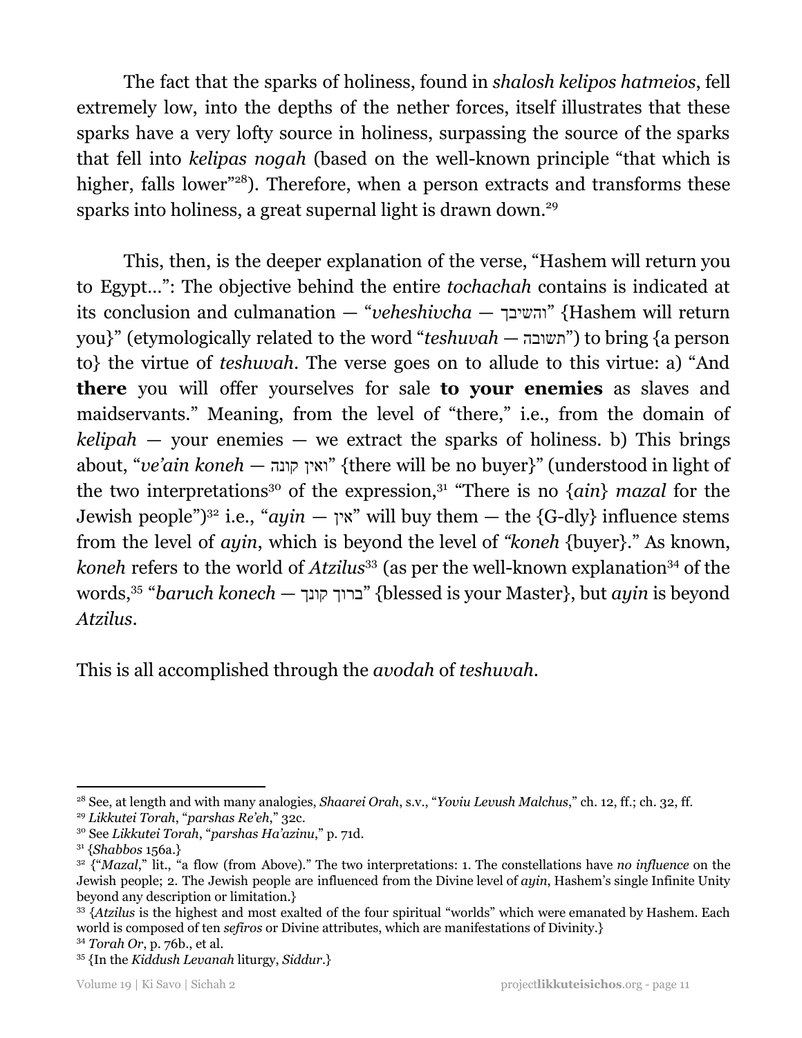The fact that the sparks of holiness, found in *shalosh kelipos hatmeios*, fell extremely low, into the depths of the nether forces, itself illustrates that these sparks have a very lofty source in holiness, surpassing the source of the sparks that fell into *kelipas nogah* (based on the well-known principle "that which is higher, falls lower"[28]). Therefore, when a person extracts and transforms these sparks into holiness, a great supernal light is drawn down.[29]

This, then, is the deeper explanation of the verse, "Hashem will return you to Egypt…": The objective behind the entire *tochachah* contains is indicated at its conclusion and culmanation — "*veheshivcha* — והשיבך" {Hashem will return you}" (etymologically related to the word "*teshuvah* — תשובה") to bring {a person to} the virtue of *teshuvah*. The verse goes on to allude to this virtue: a) "And **there** you will offer yourselves for sale **to your enemies** as slaves and maidservants." Meaning, from the level of "there," i.e., from the domain of *kelipah* — your enemies — we extract the sparks of holiness. b) This brings about, "*ve'ain koneh* — ואין קונה" {there will be no buyer}" (understood in light of the two interpretations[30] of the expression,[31] "There is no {*ain*} *mazal* for the Jewish people")[32] i.e., "*ayin* — אין" will buy them — the {G-dly} influence stems from the level of *ayin*, which is beyond the level of *"koneh* {buyer}." As known, *koneh* refers to the world of *Atzilus*[33] (as per the well-known explanation[34] of the words,[35] "*baruch konech* — ברוך קונך" {blessed is your Master}, but *ayin* is beyond *Atzilus*.

This is all accomplished through the *avodah* of *teshuvah*.

---

[28] See, at length and with many analogies, *Shaarei Orah*, s.v., "*Yoviu Levush Malchus*," ch. 12, ff.; ch. 32, ff.

[29] *Likkutei Torah*, "*parshas Re'eh*," 32c.

[30] See *Likkutei Torah*, "*parshas Ha'azinu*," p. 71d.

[31] {*Shabbos* 156a.}

[32] {"*Mazal*," lit., "a flow (from Above)." The two interpretations: 1. The constellations have *no influence* on the Jewish people; 2. The Jewish people are influenced from the Divine level of *ayin*, Hashem's single Infinite Unity beyond any description or limitation.}

[33] {*Atzilus* is the highest and most exalted of the four spiritual "worlds" which were emanated by Hashem. Each world is composed of ten *sefiros* or Divine attributes, which are manifestations of Divinity.}

[34] *Torah Or*, p. 76b., et al.

[35] {In the *Kiddush Levanah* liturgy, *Siddur*.}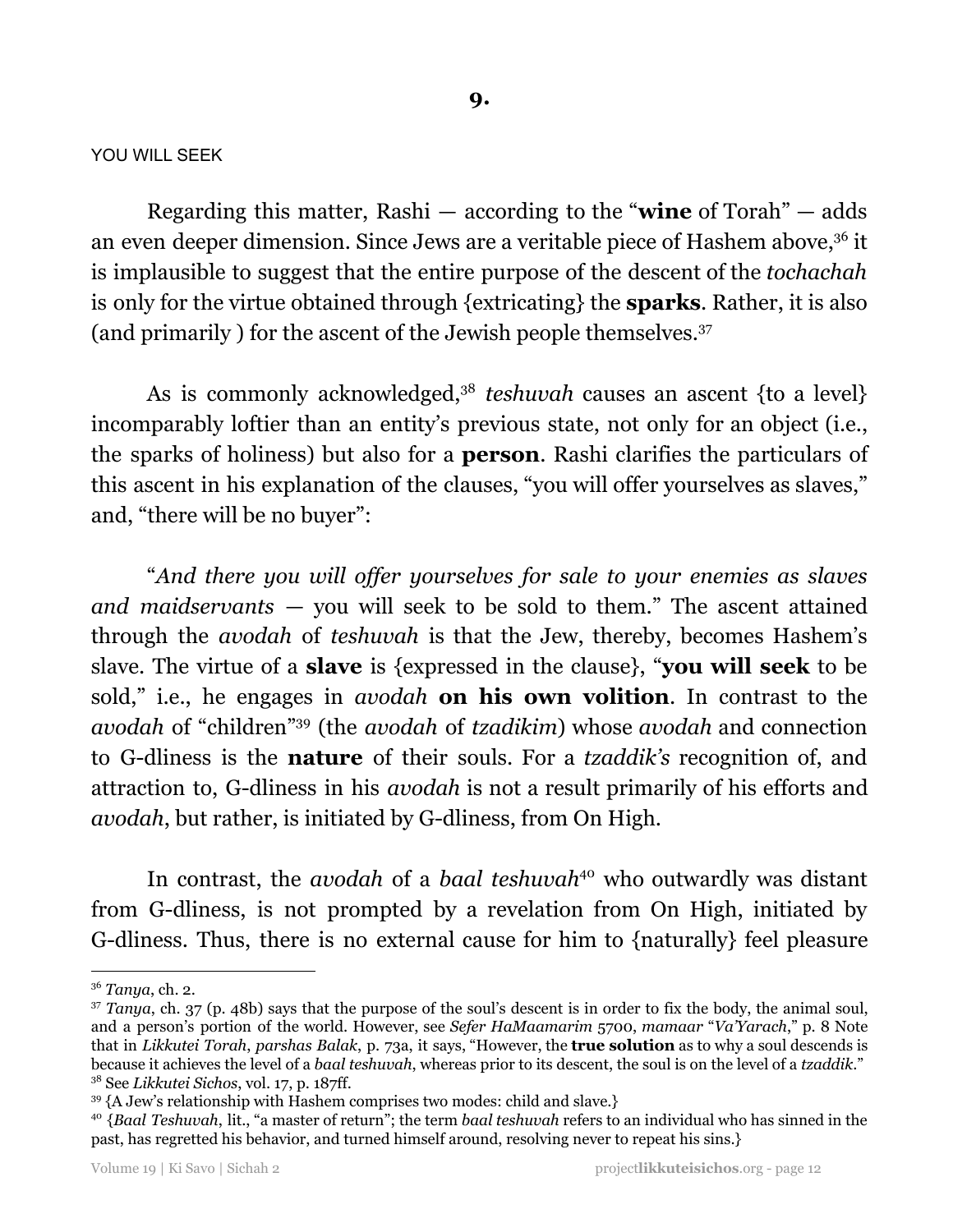**9.**

YOU WILL SEEK

Regarding this matter, Rashi — according to the "**wine** of Torah" — adds an even deeper dimension. Since Jews are a veritable piece of Hashem above,[36] it is implausible to suggest that the entire purpose of the descent of the *tochachah* is only for the virtue obtained through {extricating} the **sparks**. Rather, it is also (and primarily ) for the ascent of the Jewish people themselves.[37]

As is commonly acknowledged,[38] *teshuvah* causes an ascent {to a level} incomparably loftier than an entity's previous state, not only for an object (i.e., the sparks of holiness) but also for a **person**. Rashi clarifies the particulars of this ascent in his explanation of the clauses, "you will offer yourselves as slaves," and, "there will be no buyer":

"*And there you will offer yourselves for sale to your enemies as slaves and maidservants* — you will seek to be sold to them." The ascent attained through the *avodah* of *teshuvah* is that the Jew, thereby, becomes Hashem's slave. The virtue of a **slave** is {expressed in the clause}, "**you will seek** to be sold," i.e., he engages in *avodah* **on his own volition**. In contrast to the *avodah* of "children"[39] (the *avodah* of *tzadikim*) whose *avodah* and connection to G-dliness is the **nature** of their souls. For a *tzaddik's* recognition of, and attraction to, G-dliness in his *avodah* is not a result primarily of his efforts and *avodah*, but rather, is initiated by G-dliness, from On High.

In contrast, the *avodah* of a *baal teshuvah*[40] who outwardly was distant from G-dliness, is not prompted by a revelation from On High, initiated by G-dliness. Thus, there is no external cause for him to {naturally} feel pleasure

---

[36] *Tanya*, ch. 2.

[37] *Tanya*, ch. 37 (p. 48b) says that the purpose of the soul's descent is in order to fix the body, the animal soul, and a person's portion of the world. However, see *Sefer HaMaamarim* 5700, *mamaar* "*Va'Yarach*," p. 8 Note that in *Likkutei Torah*, *parshas Balak*, p. 73a, it says, "However, the **true solution** as to why a soul descends is because it achieves the level of a *baal teshuvah*, whereas prior to its descent, the soul is on the level of a *tzaddik*."

[38] See *Likkutei Sichos*, vol. 17, p. 187ff.

[39] {A Jew's relationship with Hashem comprises two modes: child and slave.}

[40] {*Baal Teshuvah*, lit., "a master of return"; the term *baal teshuvah* refers to an individual who has sinned in the past, has regretted his behavior, and turned himself around, resolving never to repeat his sins.}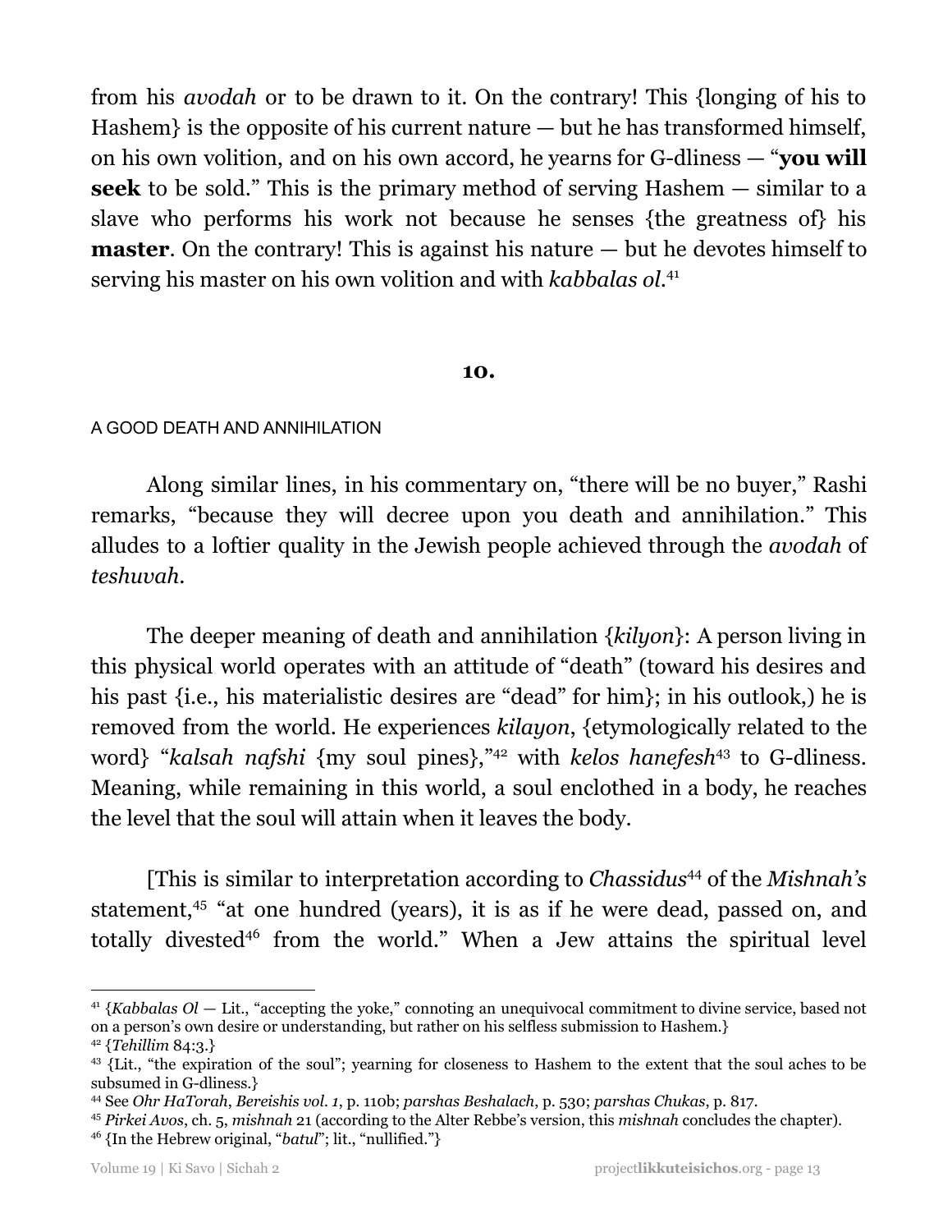from his *avodah* or to be drawn to it. On the contrary! This {longing of his to Hashem} is the opposite of his current nature — but he has transformed himself, on his own volition, and on his own accord, he yearns for G-dliness — "**you will seek** to be sold." This is the primary method of serving Hashem — similar to a slave who performs his work not because he senses {the greatness of} his **master**. On the contrary! This is against his nature — but he devotes himself to serving his master on his own volition and with *kabbalas ol*.[41]

**10.**

A GOOD DEATH AND ANNIHILATION

Along similar lines, in his commentary on, "there will be no buyer," Rashi remarks, "because they will decree upon you death and annihilation." This alludes to a loftier quality in the Jewish people achieved through the *avodah* of *teshuvah*.

The deeper meaning of death and annihilation {*kilyon*}: A person living in this physical world operates with an attitude of "death" (toward his desires and his past {i.e., his materialistic desires are "dead" for him}; in his outlook,) he is removed from the world. He experiences *kilayon*, {etymologically related to the word} "*kalsah nafshi* {my soul pines},"[42] with *kelos hanefesh*[43] to G-dliness. Meaning, while remaining in this world, a soul enclothed in a body, he reaches the level that the soul will attain when it leaves the body.

[This is similar to interpretation according to *Chassidus*[44] of the *Mishnah's* statement,[45] "at one hundred (years), it is as if he were dead, passed on, and totally divested[46] from the world." When a Jew attains the spiritual level

---

[41] {*Kabbalas Ol* — Lit., "accepting the yoke," connoting an unequivocal commitment to divine service, based not on a person's own desire or understanding, but rather on his selfless submission to Hashem.}

[42] {*Tehillim* 84:3.}

[43] {Lit., "the expiration of the soul"; yearning for closeness to Hashem to the extent that the soul aches to be subsumed in G-dliness.}

[44] See *Ohr HaTorah*, *Bereishis vol. 1*, p. 110b; *parshas Beshalach*, p. 530; *parshas Chukas*, p. 817.

[45] *Pirkei Avos*, ch. 5, *mishnah* 21 (according to the Alter Rebbe's version, this *mishnah* concludes the chapter).

[46] {In the Hebrew original, "*batul*"; lit., "nullified."}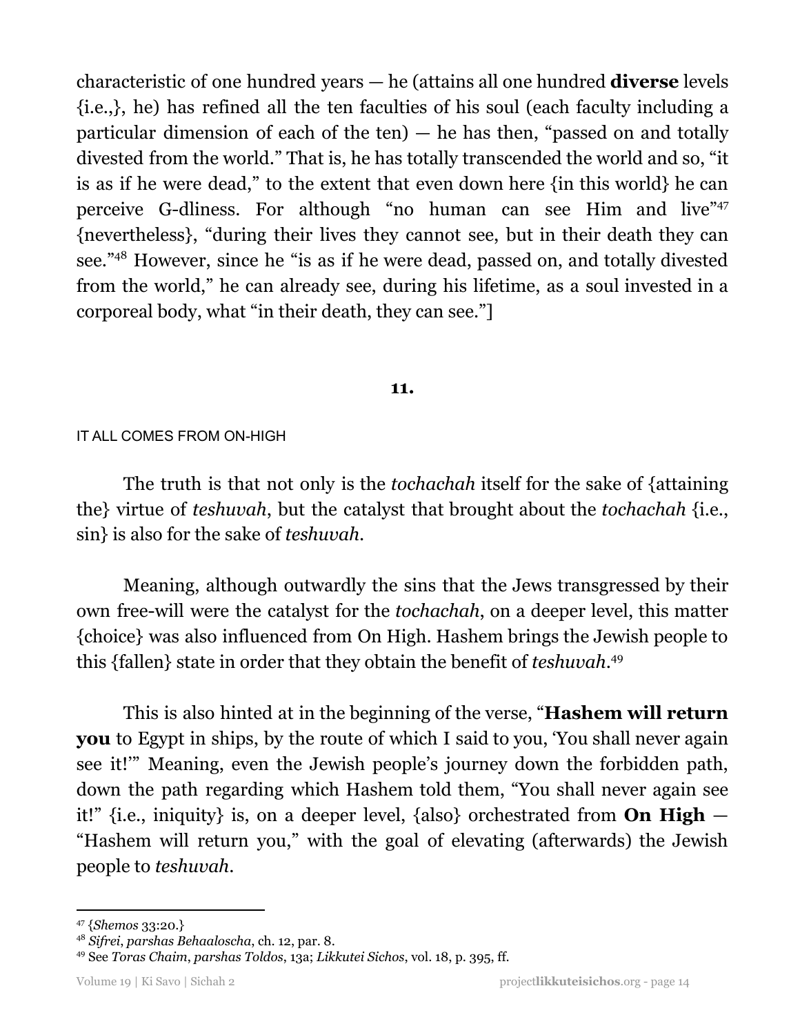characteristic of one hundred years — he (attains all one hundred **diverse** levels {i.e.,}, he) has refined all the ten faculties of his soul (each faculty including a particular dimension of each of the ten) — he has then, "passed on and totally divested from the world." That is, he has totally transcended the world and so, "it is as if he were dead," to the extent that even down here {in this world} he can perceive G-dliness. For although "no human can see Him and live"[47] {nevertheless}, "during their lives they cannot see, but in their death they can see."[48] However, since he "is as if he were dead, passed on, and totally divested from the world," he can already see, during his lifetime, as a soul invested in a corporeal body, what "in their death, they can see."]

**11.**

IT ALL COMES FROM ON-HIGH

The truth is that not only is the *tochachah* itself for the sake of {attaining the} virtue of *teshuvah*, but the catalyst that brought about the *tochachah* {i.e., sin} is also for the sake of *teshuvah*.

Meaning, although outwardly the sins that the Jews transgressed by their own free-will were the catalyst for the *tochachah*, on a deeper level, this matter {choice} was also influenced from On High. Hashem brings the Jewish people to this {fallen} state in order that they obtain the benefit of *teshuvah*.[49]

This is also hinted at in the beginning of the verse, "**Hashem will return you** to Egypt in ships, by the route of which I said to you, 'You shall never again see it!'" Meaning, even the Jewish people's journey down the forbidden path, down the path regarding which Hashem told them, "You shall never again see it!" {i.e., iniquity} is, on a deeper level, {also} orchestrated from **On High** — "Hashem will return you," with the goal of elevating (afterwards) the Jewish people to *teshuvah*.

---

[47] {*Shemos* 33:20.}

[48] *Sifrei*, *parshas Behaaloscha*, ch. 12, par. 8.

[49] See *Toras Chaim*, *parshas Toldos*, 13a; *Likkutei Sichos*, vol. 18, p. 395, ff.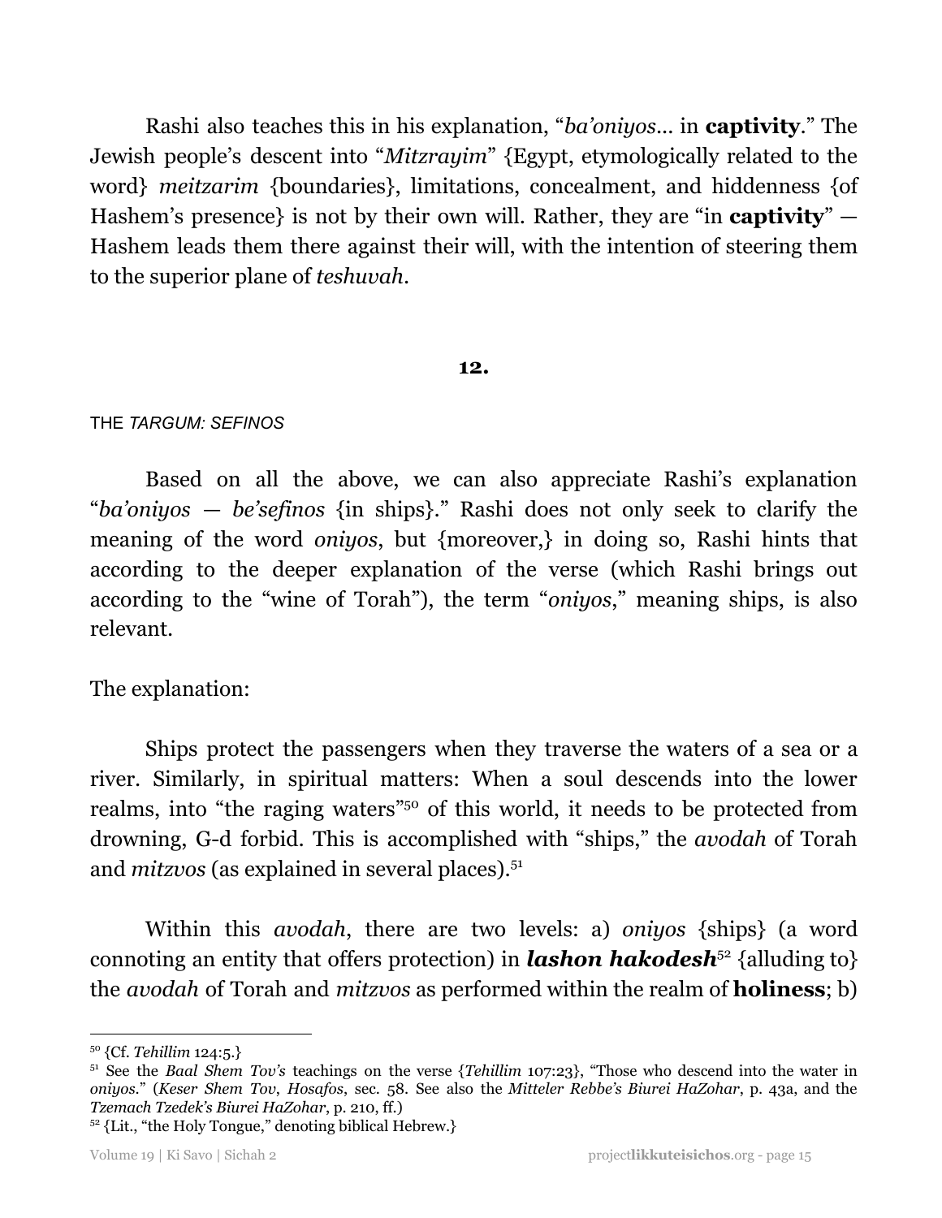Rashi also teaches this in his explanation, "*ba'oniyos*... in **captivity**." The Jewish people's descent into "*Mitzrayim*" {Egypt, etymologically related to the word} *meitzarim* {boundaries}, limitations, concealment, and hiddenness {of Hashem's presence} is not by their own will. Rather, they are "in **captivity**" — Hashem leads them there against their will, with the intention of steering them to the superior plane of *teshuvah*.

**12.**

THE *TARGUM: SEFINOS*

Based on all the above, we can also appreciate Rashi's explanation "*ba'oniyos — be'sefinos* {in ships}." Rashi does not only seek to clarify the meaning of the word *oniyos*, but {moreover,} in doing so, Rashi hints that according to the deeper explanation of the verse (which Rashi brings out according to the "wine of Torah"), the term "*oniyos*," meaning ships, is also relevant.

The explanation:

Ships protect the passengers when they traverse the waters of a sea or a river. Similarly, in spiritual matters: When a soul descends into the lower realms, into "the raging waters"[50] of this world, it needs to be protected from drowning, G-d forbid. This is accomplished with "ships," the *avodah* of Torah and *mitzvos* (as explained in several places).[51]

Within this *avodah*, there are two levels: a) *oniyos* {ships} (a word connoting an entity that offers protection) in ***lashon hakodesh***[52] {alluding to} the *avodah* of Torah and *mitzvos* as performed within the realm of **holiness**; b)

---

[50] {Cf. *Tehillim* 124:5.}

[51] See the *Baal Shem Tov's* teachings on the verse {*Tehillim* 107:23}, "Those who descend into the water in *oniyos*." (*Keser Shem Tov*, *Hosafos*, sec. 58. See also the *Mitteler Rebbe's Biurei HaZohar*, p. 43a, and the *Tzemach Tzedek's Biurei HaZohar*, p. 210, ff.)

[52] {Lit., "the Holy Tongue," denoting biblical Hebrew.}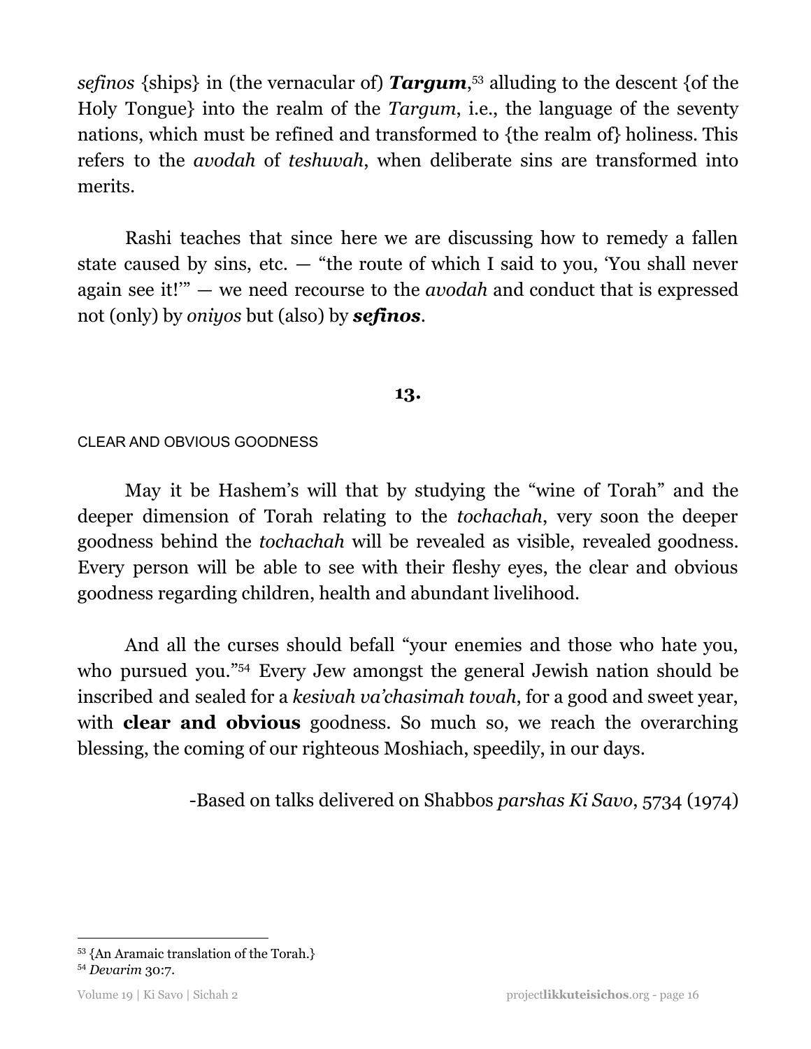*sefinos* {ships} in (the vernacular of) ***Targum***,[53] alluding to the descent {of the Holy Tongue} into the realm of the *Targum*, i.e., the language of the seventy nations, which must be refined and transformed to {the realm of} holiness. This refers to the *avodah* of *teshuvah*, when deliberate sins are transformed into merits.

Rashi teaches that since here we are discussing how to remedy a fallen state caused by sins, etc. — "the route of which I said to you, 'You shall never again see it!'" — we need recourse to the *avodah* and conduct that is expressed not (only) by *oniyos* but (also) by ***sefinos***.

**13.**

CLEAR AND OBVIOUS GOODNESS

May it be Hashem's will that by studying the "wine of Torah" and the deeper dimension of Torah relating to the *tochachah*, very soon the deeper goodness behind the *tochachah* will be revealed as visible, revealed goodness. Every person will be able to see with their fleshy eyes, the clear and obvious goodness regarding children, health and abundant livelihood.

And all the curses should befall "your enemies and those who hate you, who pursued you."[54] Every Jew amongst the general Jewish nation should be inscribed and sealed for a *kesivah va'chasimah tovah*, for a good and sweet year, with **clear and obvious** goodness. So much so, we reach the overarching blessing, the coming of our righteous Moshiach, speedily, in our days.

-Based on talks delivered on Shabbos *parshas Ki Savo*, 5734 (1974)

---

[53] {An Aramaic translation of the Torah.}

[54] *Devarim* 30:7.